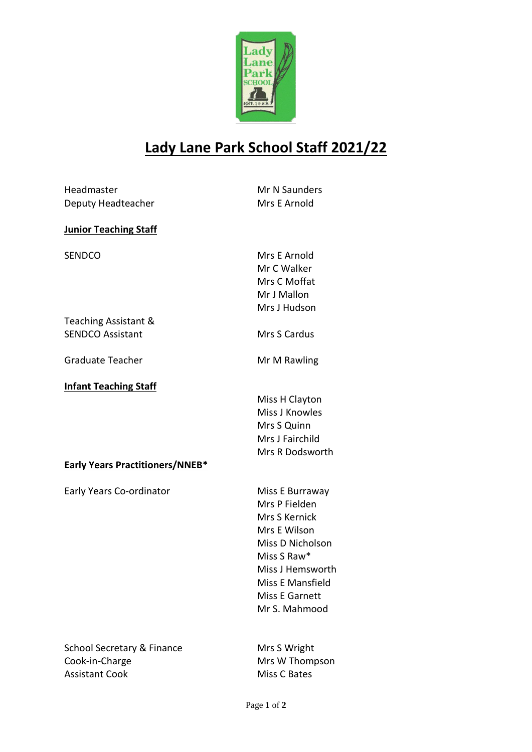# Lady Lane Park School Staff 2021/22

| | |
|---|---|
| Headmaster | Mr N Saunders |
| Deputy Headteacher | Mrs E Arnold |

**Junior Teaching Staff**

| | |
|---|---|
| SENDCO | Mrs E Arnold |
| | Mr C Walker |
| | Mrs C Moffat |
| | Mr J Mallon |
| | Mrs J Hudson |
| Teaching Assistant & SENDCO Assistant | Mrs S Cardus |
| Graduate Teacher | Mr M Rawling |

**Infant Teaching Staff**

| | |
|---|---|
| | Miss H Clayton |
| | Miss J Knowles |
| | Mrs S Quinn |
| | Mrs J Fairchild |
| | Mrs R Dodsworth |

**Early Years Practitioners/NNEB***

| | |
|---|---|
| Early Years Co-ordinator | Miss E Burraway |
| | Mrs P Fielden |
| | Mrs S Kernick |
| | Mrs E Wilson |
| | Miss D Nicholson |
| | Miss S Raw* |
| | Miss J Hemsworth |
| | Miss E Mansfield |
| | Miss E Garnett |
| | Mr S. Mahmood |

| | |
|---|---|
| School Secretary & Finance | Mrs S Wright |
| Cook-in-Charge | Mrs W Thompson |
| Assistant Cook | Miss C Bates |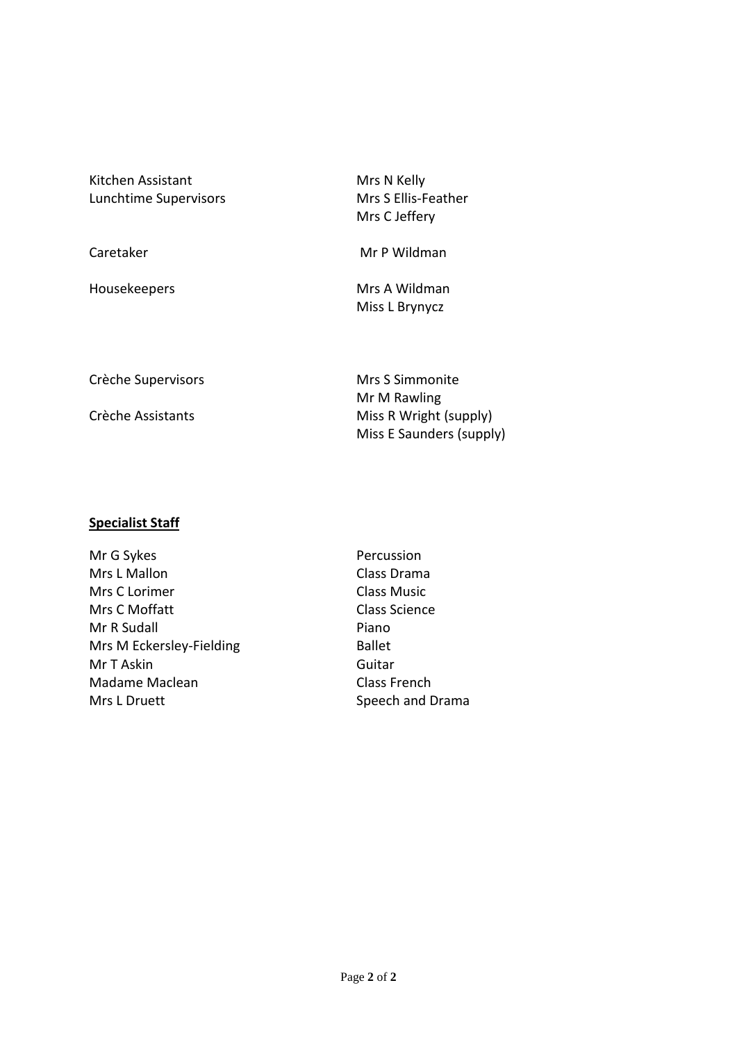| | |
|---|---|
| Kitchen Assistant | Mrs N Kelly |
| Lunchtime Supervisors | Mrs S Ellis-Feather |
| | Mrs C Jeffery |
| Caretaker | Mr P Wildman |
| Housekeepers | Mrs A Wildman |
| | Miss L Brynycz |
| Crèche Supervisors | Mrs S Simmonite |
| | Mr M Rawling |
| Crèche Assistants | Miss R Wright (supply) |
| | Miss E Saunders (supply) |

**Specialist Staff**

| | |
|---|---|
| Mr G Sykes | Percussion |
| Mrs L Mallon | Class Drama |
| Mrs C Lorimer | Class Music |
| Mrs C Moffatt | Class Science |
| Mr R Sudall | Piano |
| Mrs M Eckersley-Fielding | Ballet |
| Mr T Askin | Guitar |
| Madame Maclean | Class French |
| Mrs L Druett | Speech and Drama |